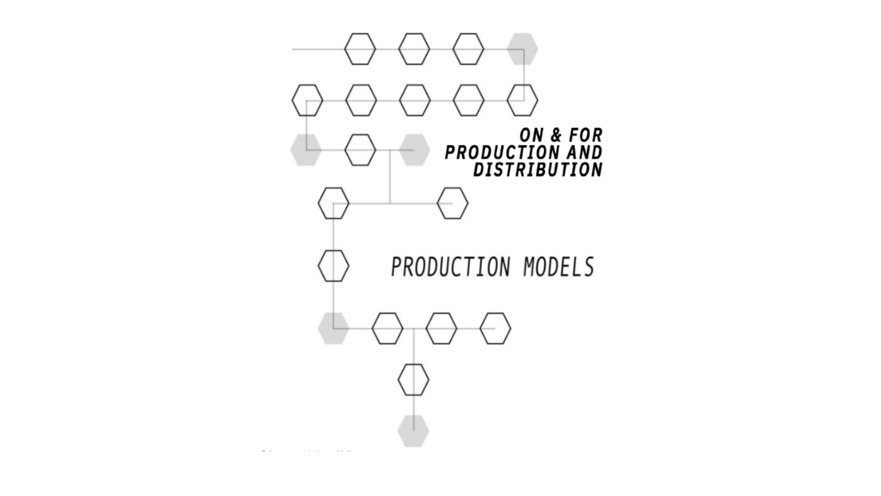# ON & FOR PRODUCTION AND DISTRIBUTION

## PRODUCTION MODELS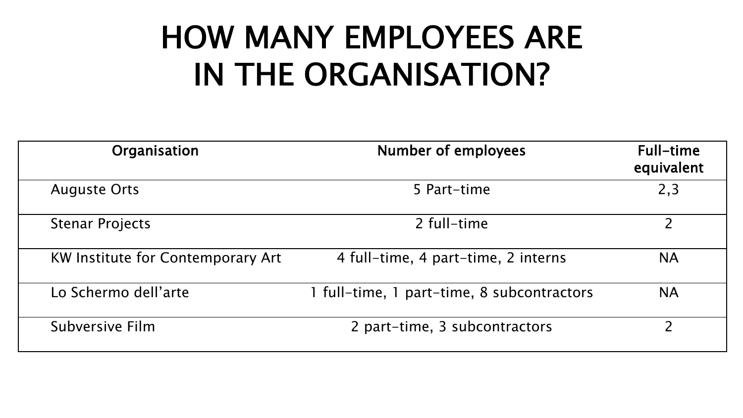# HOW MANY EMPLOYEES ARE IN THE ORGANISATION?

| Organisation | Number of employees | Full-time equivalent |
| --- | --- | --- |
| Auguste Orts | 5 Part-time | 2,3 |
| Stenar Projects | 2 full-time | 2 |
| KW Institute for Contemporary Art | 4 full-time, 4 part-time, 2 interns | NA |
| Lo Schermo dell'arte | 1 full-time, 1 part-time, 8 subcontractors | NA |
| Subversive Film | 2 part-time, 3 subcontractors | 2 |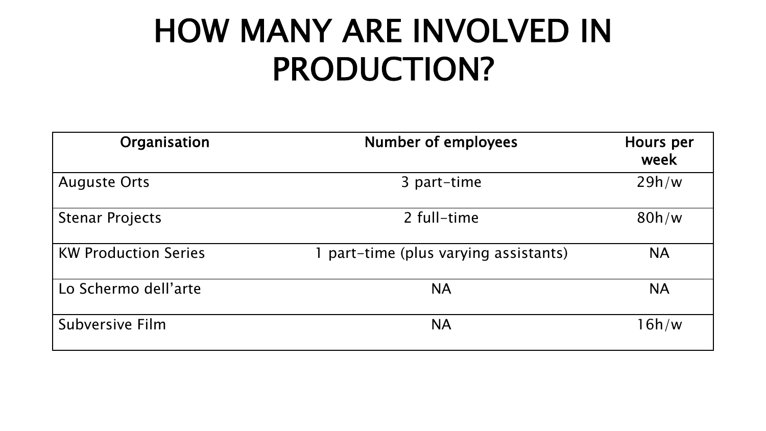# HOW MANY ARE INVOLVED IN PRODUCTION?

| Organisation | Number of employees | Hours per week |
|---|---|---|
| Auguste Orts | 3 part-time | 29h/w |
| Stenar Projects | 2 full-time | 80h/w |
| KW Production Series | 1 part-time (plus varying assistants) | NA |
| Lo Schermo dell'arte | NA | NA |
| Subversive Film | NA | 16h/w |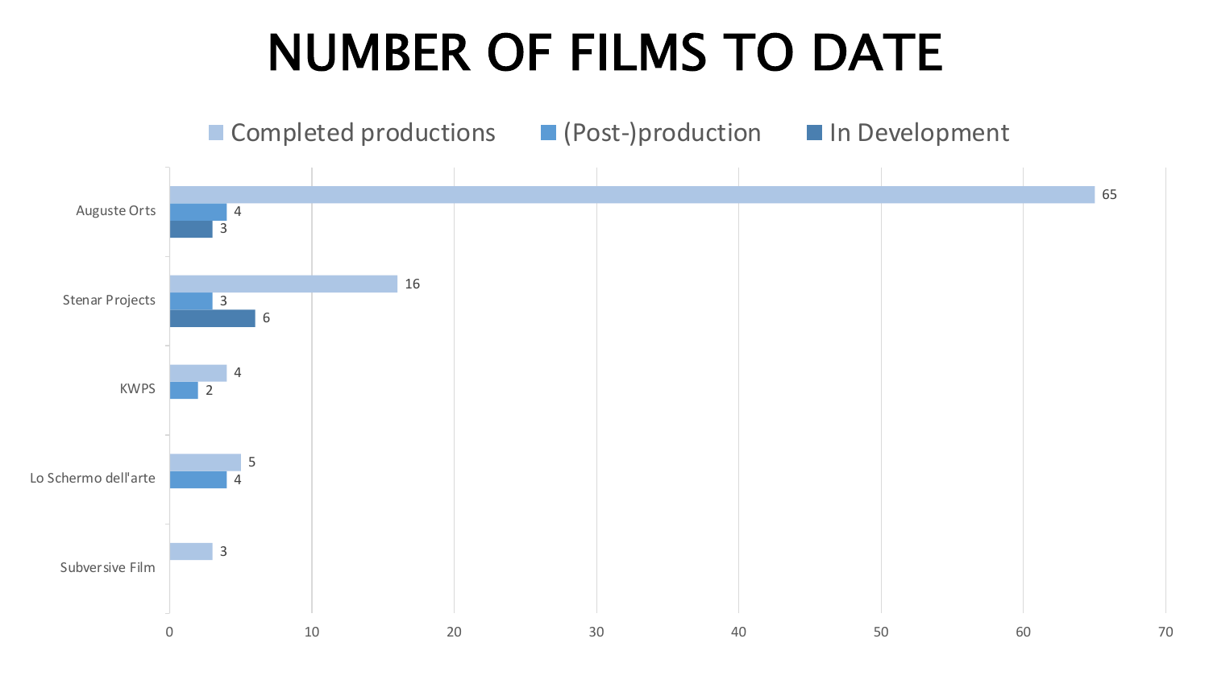# NUMBER OF FILMS TO DATE

| | Completed productions | (Post-)production | In Development |
|---|---|---|---|
| Auguste Orts | 65 | 4 | 3 |
| Stenar Projects | 16 | 3 | 6 |
| KWPS | 4 | 2 | |
| Lo Schermo dell'arte | 5 | 4 | |
| Subversive Film | 3 | | |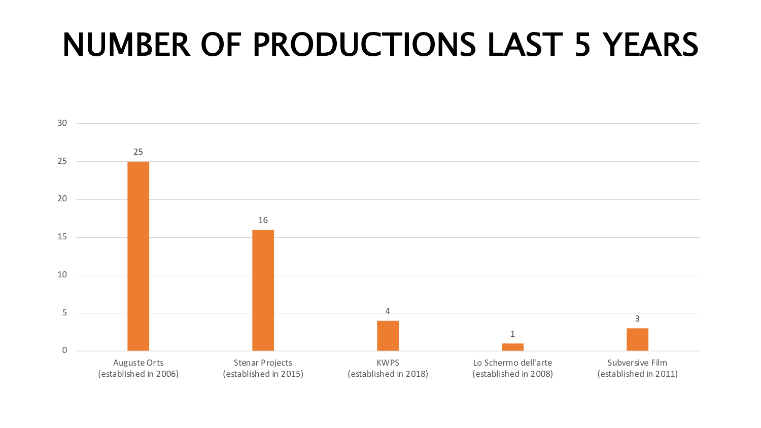# NUMBER OF PRODUCTIONS LAST 5 YEARS

| Company | Number of productions |
| --- | --- |
| Auguste Orts (established in 2006) | 25 |
| Stenar Projects (established in 2015) | 16 |
| KWPS (established in 2018) | 4 |
| Lo Schermo dell'arte (established in 2008) | 1 |
| Subversive Film (established in 2011) | 3 |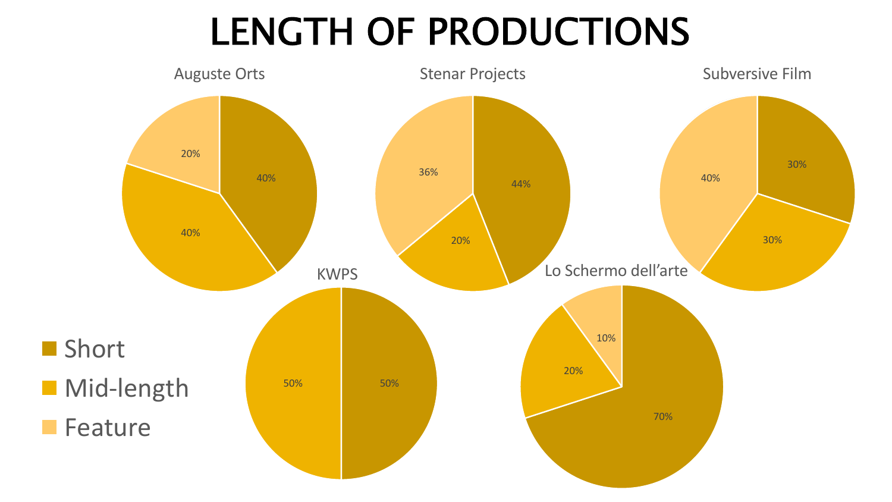# LENGTH OF PRODUCTIONS

| | Short | Mid-length | Feature |
|---|---|---|---|
| Auguste Orts | 40% | 40% | 20% |
| Stenar Projects | 44% | 20% | 36% |
| Subversive Film | 30% | 30% | 40% |
| KWPS | 50% | 50% | |
| Lo Schermo dell'arte | 70% | 20% | 10% |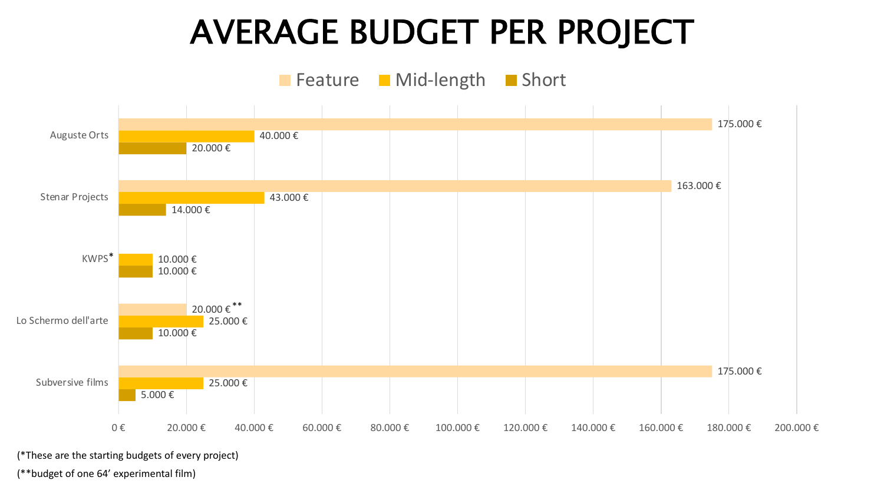# AVERAGE BUDGET PER PROJECT

| | Feature | Mid-length | Short |
|---|---|---|---|
| Auguste Orts | 175.000 € | 40.000 € | 20.000 € |
| Stenar Projects | 163.000 € | 43.000 € | 14.000 € |
| KWPS* | | 10.000 € | 10.000 € |
| Lo Schermo dell'arte | 20.000 € ** | 25.000 € | 10.000 € |
| Subversive films | 175.000 € | 25.000 € | 5.000 € |

(*These are the starting budgets of every project)

(**budget of one 64’ experimental film)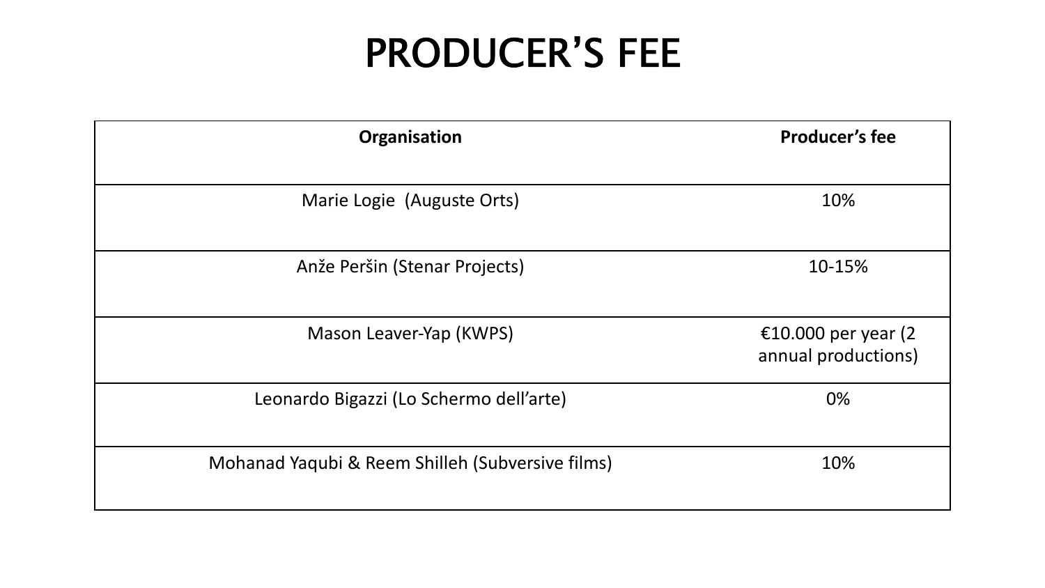# PRODUCER'S FEE

| Organisation | Producer's fee |
| --- | --- |
| Marie Logie (Auguste Orts) | 10% |
| Anže Peršin (Stenar Projects) | 10-15% |
| Mason Leaver-Yap (KWPS) | €10.000 per year (2 annual productions) |
| Leonardo Bigazzi (Lo Schermo dell'arte) | 0% |
| Mohanad Yaqubi & Reem Shilleh (Subversive films) | 10% |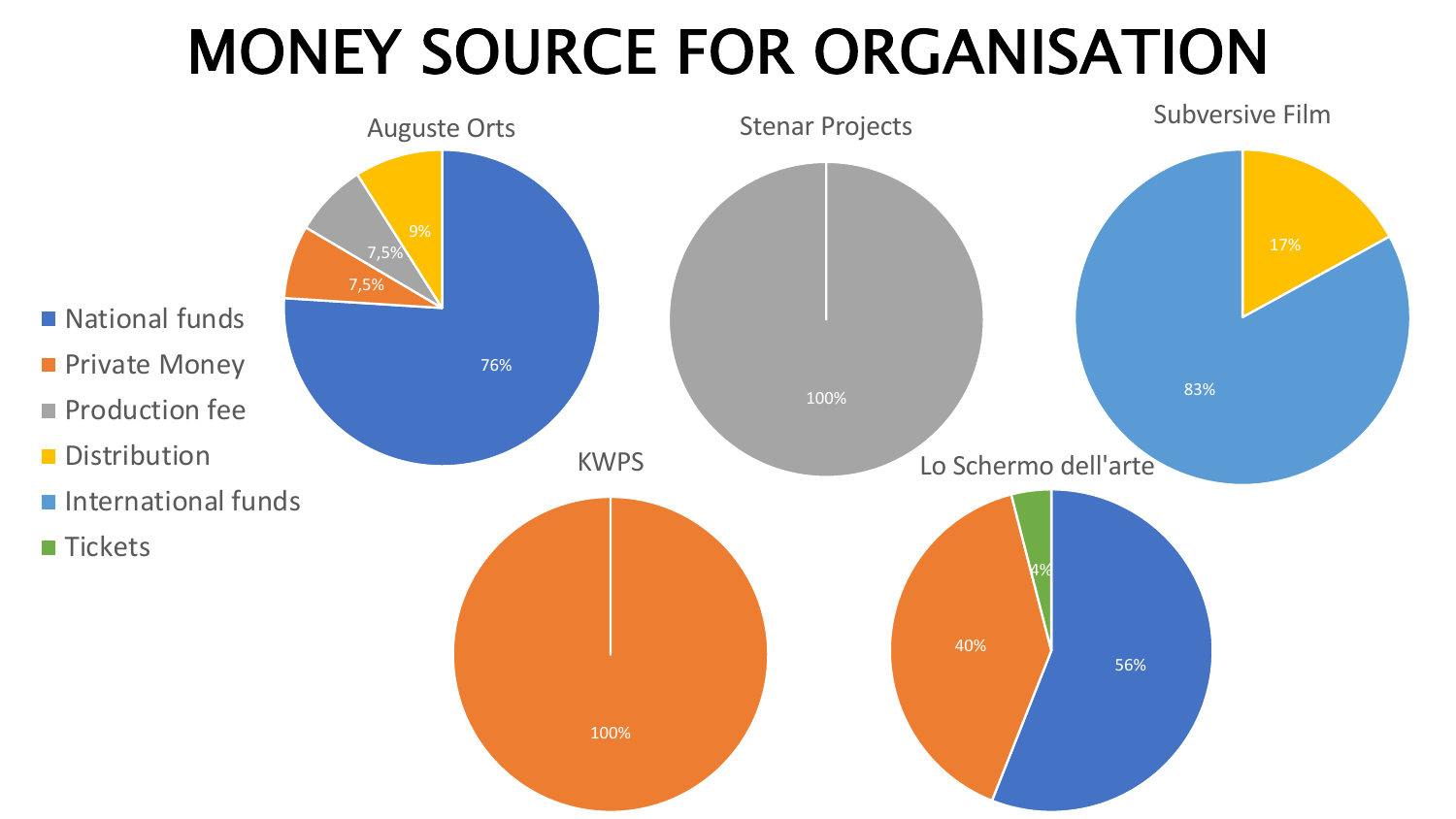# MONEY SOURCE FOR ORGANISATION

- National funds
- Private Money
- Production fee
- Distribution
- International funds
- Tickets

**Auguste Orts**

| Source | Share |
|---|---|
| National funds | 76% |
| Private Money | 7,5% |
| Production fee | 7,5% |
| Distribution | 9% |

**Stenar Projects**

| Source | Share |
|---|---|
| Production fee | 100% |

**Subversive Film**

| Source | Share |
|---|---|
| Distribution | 17% |
| International funds | 83% |

**KWPS**

| Source | Share |
|---|---|
| Private Money | 100% |

**Lo Schermo dell'arte**

| Source | Share |
|---|---|
| National funds | 56% |
| Private Money | 40% |
| Tickets | 4% |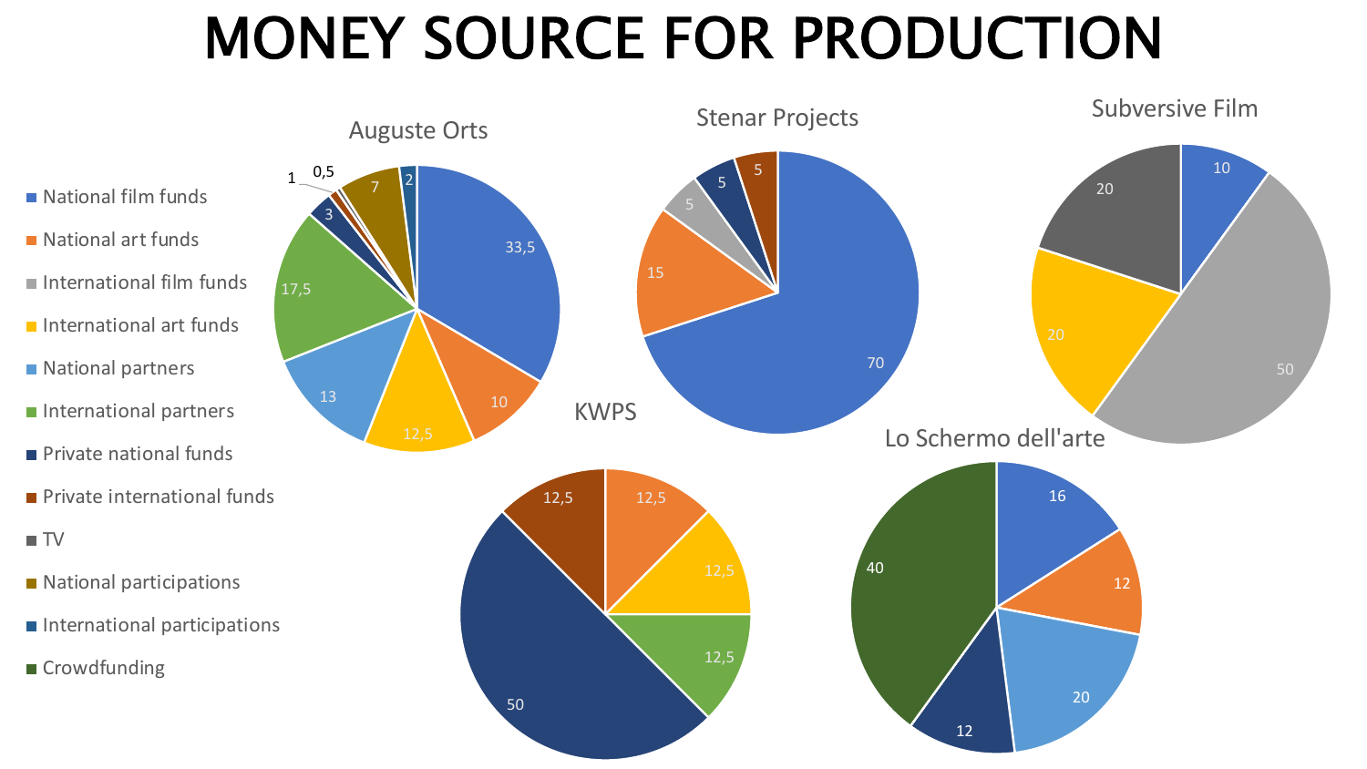# MONEY SOURCE FOR PRODUCTION

- National film funds
- National art funds
- International film funds
- International art funds
- National partners
- International partners
- Private national funds
- Private international funds
- TV
- National participations
- International participations
- Crowdfunding

## Auguste Orts

| Source | Value |
|---|---|
| National film funds | 33,5 |
| National art funds | 10 |
| International art funds | 12,5 |
| National partners | 13 |
| International partners | 17,5 |
| Private national funds | 3 |
| Private international funds | 1 |
| TV | 0,5 |
| National participations | 7 |
| International participations | 2 |

## Stenar Projects

| Source | Value |
|---|---|
| National film funds | 70 |
| National art funds | 15 |
| International film funds | 5 |
| Private national funds | 5 |
| Private international funds | 5 |

## Subversive Film

| Source | Value |
|---|---|
| National film funds | 10 |
| International film funds | 50 |
| International art funds | 20 |
| TV | 20 |

## KWPS

| Source | Value |
|---|---|
| National art funds | 12,5 |
| International art funds | 12,5 |
| International partners | 12,5 |
| Private national funds | 50 |
| Private international funds | 12,5 |

## Lo Schermo dell'arte

| Source | Value |
|---|---|
| National film funds | 16 |
| National art funds | 12 |
| National partners | 20 |
| Private national funds | 12 |
| Crowdfunding | 40 |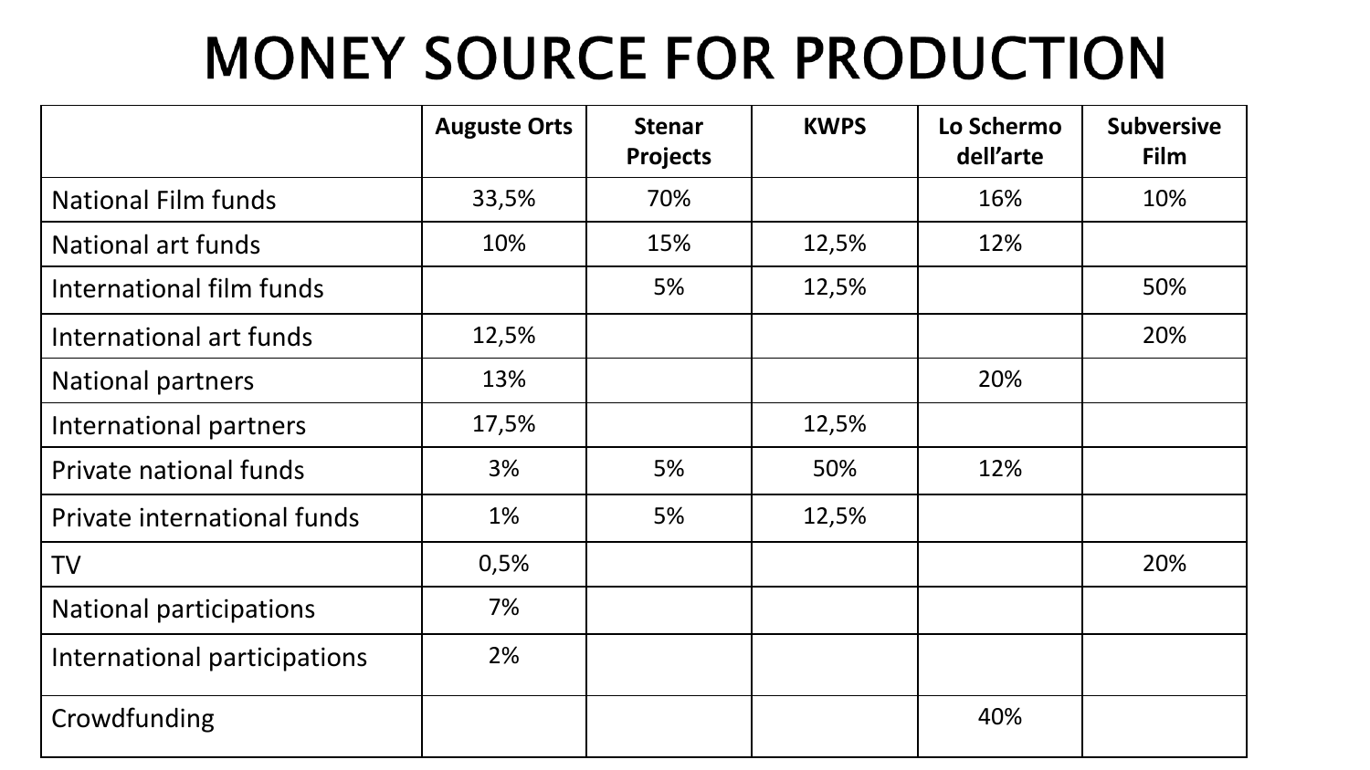# MONEY SOURCE FOR PRODUCTION

| | Auguste Orts | Stenar Projects | KWPS | Lo Schermo dell'arte | Subversive Film |
|---|---|---|---|---|---|
| National Film funds | 33,5% | 70% | | 16% | 10% |
| National art funds | 10% | 15% | 12,5% | 12% | |
| International film funds | | 5% | 12,5% | | 50% |
| International art funds | 12,5% | | | | 20% |
| National partners | 13% | | | 20% | |
| International partners | 17,5% | | 12,5% | | |
| Private national funds | 3% | 5% | 50% | 12% | |
| Private international funds | 1% | 5% | 12,5% | | |
| TV | 0,5% | | | | 20% |
| National participations | 7% | | | | |
| International participations | 2% | | | | |
| Crowdfunding | | | | 40% | |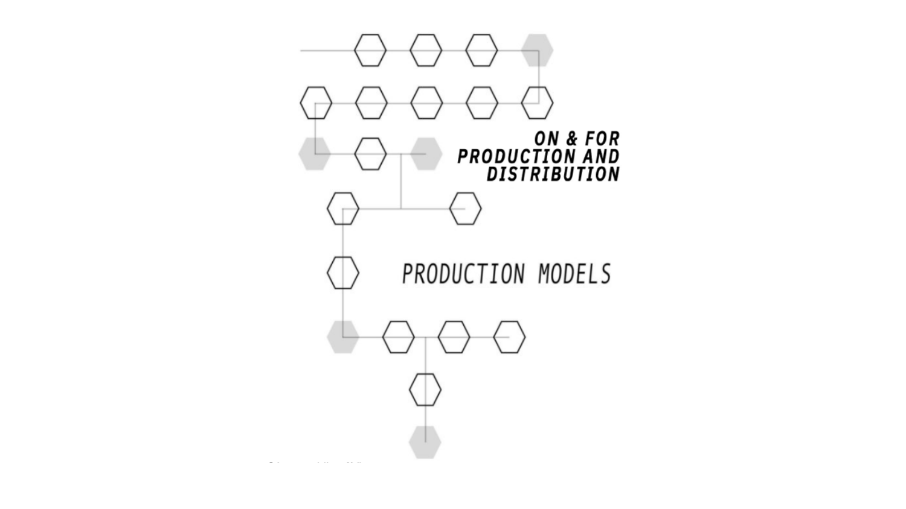**ON & FOR PRODUCTION AND DISTRIBUTION**

PRODUCTION MODELS